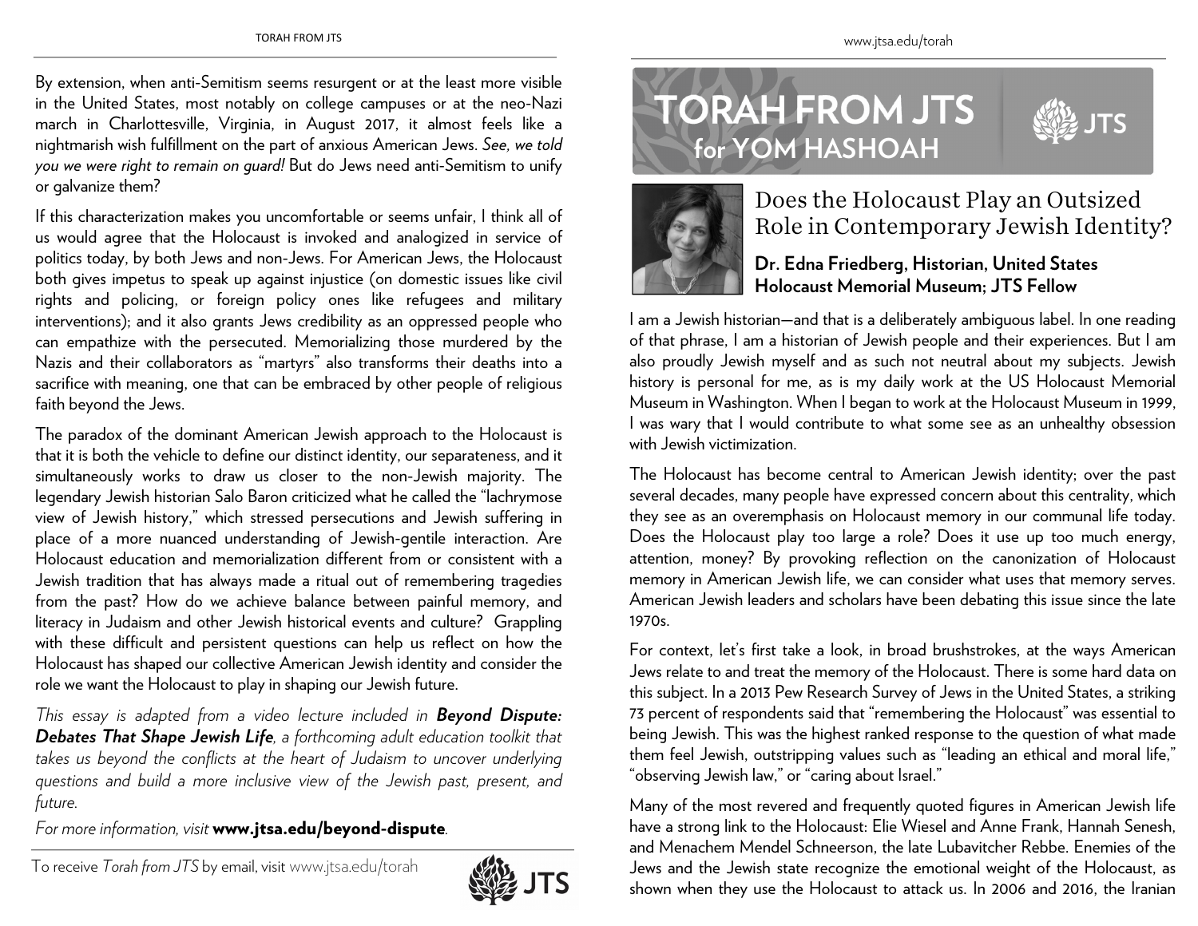# TORAH FROM JTS for YOM HASHOAH

## Does the Holocaust Play an Outsized Role in Contemporary Jewish Identity?

**Dr. Edna Friedberg, Historian, United States Holocaust Memorial Museum; JTS Fellow**

I am a Jewish historian—and that is a deliberately ambiguous label. In one reading of that phrase, I am a historian of Jewish people and their experiences. But I am also proudly Jewish myself and as such not neutral about my subjects. Jewish history is personal for me, as is my daily work at the US Holocaust Memorial Museum in Washington. When I began to work at the Holocaust Museum in 1999, I was wary that I would contribute to what some see as an unhealthy obsession with Jewish victimization.

The Holocaust has become central to American Jewish identity; over the past several decades, many people have expressed concern about this centrality, which they see as an overemphasis on Holocaust memory in our communal life today. Does the Holocaust play too large a role? Does it use up too much energy, attention, money? By provoking reflection on the canonization of Holocaust memory in American Jewish life, we can consider what uses that memory serves. American Jewish leaders and scholars have been debating this issue since the late 1970s.

For context, let's first take a look, in broad brushstrokes, at the ways American Jews relate to and treat the memory of the Holocaust. There is some hard data on this subject. In a 2013 Pew Research Survey of Jews in the United States, a striking 73 percent of respondents said that "remembering the Holocaust" was essential to being Jewish. This was the highest ranked response to the question of what made them feel Jewish, outstripping values such as "leading an ethical and moral life," "observing Jewish law," or "caring about Israel."

Many of the most revered and frequently quoted figures in American Jewish life have a strong link to the Holocaust: Elie Wiesel and Anne Frank, Hannah Senesh, and Menachem Mendel Schneerson, the late Lubavitcher Rebbe. Enemies of the Jews and the Jewish state recognize the emotional weight of the Holocaust, as shown when they use the Holocaust to attack us. In 2006 and 2016, the Iranian

---

By extension, when anti-Semitism seems resurgent or at the least more visible in the United States, most notably on college campuses or at the neo-Nazi march in Charlottesville, Virginia, in August 2017, it almost feels like a nightmarish wish fulfillment on the part of anxious American Jews. *See, we told you we were right to remain on guard!* But do Jews need anti-Semitism to unify or galvanize them?

If this characterization makes you uncomfortable or seems unfair, I think all of us would agree that the Holocaust is invoked and analogized in service of politics today, by both Jews and non-Jews. For American Jews, the Holocaust both gives impetus to speak up against injustice (on domestic issues like civil rights and policing, or foreign policy ones like refugees and military interventions); and it also grants Jews credibility as an oppressed people who can empathize with the persecuted. Memorializing those murdered by the Nazis and their collaborators as "martyrs" also transforms their deaths into a sacrifice with meaning, one that can be embraced by other people of religious faith beyond the Jews.

The paradox of the dominant American Jewish approach to the Holocaust is that it is both the vehicle to define our distinct identity, our separateness, and it simultaneously works to draw us closer to the non-Jewish majority. The legendary Jewish historian Salo Baron criticized what he called the "lachrymose view of Jewish history," which stressed persecutions and Jewish suffering in place of a more nuanced understanding of Jewish-gentile interaction. Are Holocaust education and memorialization different from or consistent with a Jewish tradition that has always made a ritual out of remembering tragedies from the past? How do we achieve balance between painful memory, and literacy in Judaism and other Jewish historical events and culture? Grappling with these difficult and persistent questions can help us reflect on how the Holocaust has shaped our collective American Jewish identity and consider the role we want the Holocaust to play in shaping our Jewish future.

*This essay is adapted from a video lecture included in **Beyond Dispute: Debates That Shape Jewish Life**, a forthcoming adult education toolkit that takes us beyond the conflicts at the heart of Judaism to uncover underlying questions and build a more inclusive view of the Jewish past, present, and future.*

*For more information, visit* **www.jtsa.edu/beyond-dispute**.

To receive *Torah from JTS* by email, visit www.jtsa.edu/torah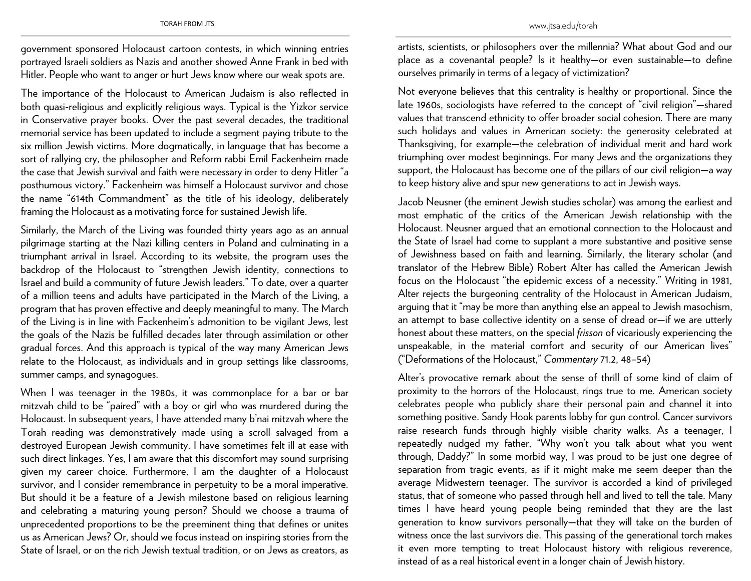government sponsored Holocaust cartoon contests, in which winning entries portrayed Israeli soldiers as Nazis and another showed Anne Frank in bed with Hitler. People who want to anger or hurt Jews know where our weak spots are.

The importance of the Holocaust to American Judaism is also reflected in both quasi-religious and explicitly religious ways. Typical is the Yizkor service in Conservative prayer books. Over the past several decades, the traditional memorial service has been updated to include a segment paying tribute to the six million Jewish victims. More dogmatically, in language that has become a sort of rallying cry, the philosopher and Reform rabbi Emil Fackenheim made the case that Jewish survival and faith were necessary in order to deny Hitler "a posthumous victory." Fackenheim was himself a Holocaust survivor and chose the name "614th Commandment" as the title of his ideology, deliberately framing the Holocaust as a motivating force for sustained Jewish life.

Similarly, the March of the Living was founded thirty years ago as an annual pilgrimage starting at the Nazi killing centers in Poland and culminating in a triumphant arrival in Israel. According to its website, the program uses the backdrop of the Holocaust to "strengthen Jewish identity, connections to Israel and build a community of future Jewish leaders." To date, over a quarter of a million teens and adults have participated in the March of the Living, a program that has proven effective and deeply meaningful to many. The March of the Living is in line with Fackenheim's admonition to be vigilant Jews, lest the goals of the Nazis be fulfilled decades later through assimilation or other gradual forces. And this approach is typical of the way many American Jews relate to the Holocaust, as individuals and in group settings like classrooms, summer camps, and synagogues.

When I was teenager in the 1980s, it was commonplace for a bar or bar mitzvah child to be "paired" with a boy or girl who was murdered during the Holocaust. In subsequent years, I have attended many b'nai mitzvah where the Torah reading was demonstratively made using a scroll salvaged from a destroyed European Jewish community. I have sometimes felt ill at ease with such direct linkages. Yes, I am aware that this discomfort may sound surprising given my career choice. Furthermore, I am the daughter of a Holocaust survivor, and I consider remembrance in perpetuity to be a moral imperative. But should it be a feature of a Jewish milestone based on religious learning and celebrating a maturing young person? Should we choose a trauma of unprecedented proportions to be the preeminent thing that defines or unites us as American Jews? Or, should we focus instead on inspiring stories from the State of Israel, or on the rich Jewish textual tradition, or on Jews as creators, as artists, scientists, or philosophers over the millennia? What about God and our place as a covenantal people? Is it healthy—or even sustainable—to define ourselves primarily in terms of a legacy of victimization?

Not everyone believes that this centrality is healthy or proportional. Since the late 1960s, sociologists have referred to the concept of "civil religion"—shared values that transcend ethnicity to offer broader social cohesion. There are many such holidays and values in American society: the generosity celebrated at Thanksgiving, for example—the celebration of individual merit and hard work triumphing over modest beginnings. For many Jews and the organizations they support, the Holocaust has become one of the pillars of our civil religion—a way to keep history alive and spur new generations to act in Jewish ways.

Jacob Neusner (the eminent Jewish studies scholar) was among the earliest and most emphatic of the critics of the American Jewish relationship with the Holocaust. Neusner argued that an emotional connection to the Holocaust and the State of Israel had come to supplant a more substantive and positive sense of Jewishness based on faith and learning. Similarly, the literary scholar (and translator of the Hebrew Bible) Robert Alter has called the American Jewish focus on the Holocaust "the epidemic excess of a necessity." Writing in 1981, Alter rejects the burgeoning centrality of the Holocaust in American Judaism, arguing that it "may be more than anything else an appeal to Jewish masochism, an attempt to base collective identity on a sense of dread or—if we are utterly honest about these matters, on the special *frisson* of vicariously experiencing the unspeakable, in the material comfort and security of our American lives" ("Deformations of the Holocaust," *Commentary* 71.2, 48–54)

Alter's provocative remark about the sense of thrill of some kind of claim of proximity to the horrors of the Holocaust, rings true to me. American society celebrates people who publicly share their personal pain and channel it into something positive. Sandy Hook parents lobby for gun control. Cancer survivors raise research funds through highly visible charity walks. As a teenager, I repeatedly nudged my father, "Why won't you talk about what you went through, Daddy?" In some morbid way, I was proud to be just one degree of separation from tragic events, as if it might make me seem deeper than the average Midwestern teenager. The survivor is accorded a kind of privileged status, that of someone who passed through hell and lived to tell the tale. Many times I have heard young people being reminded that they are the last generation to know survivors personally—that they will take on the burden of witness once the last survivors die. This passing of the generational torch makes it even more tempting to treat Holocaust history with religious reverence, instead of as a real historical event in a longer chain of Jewish history.